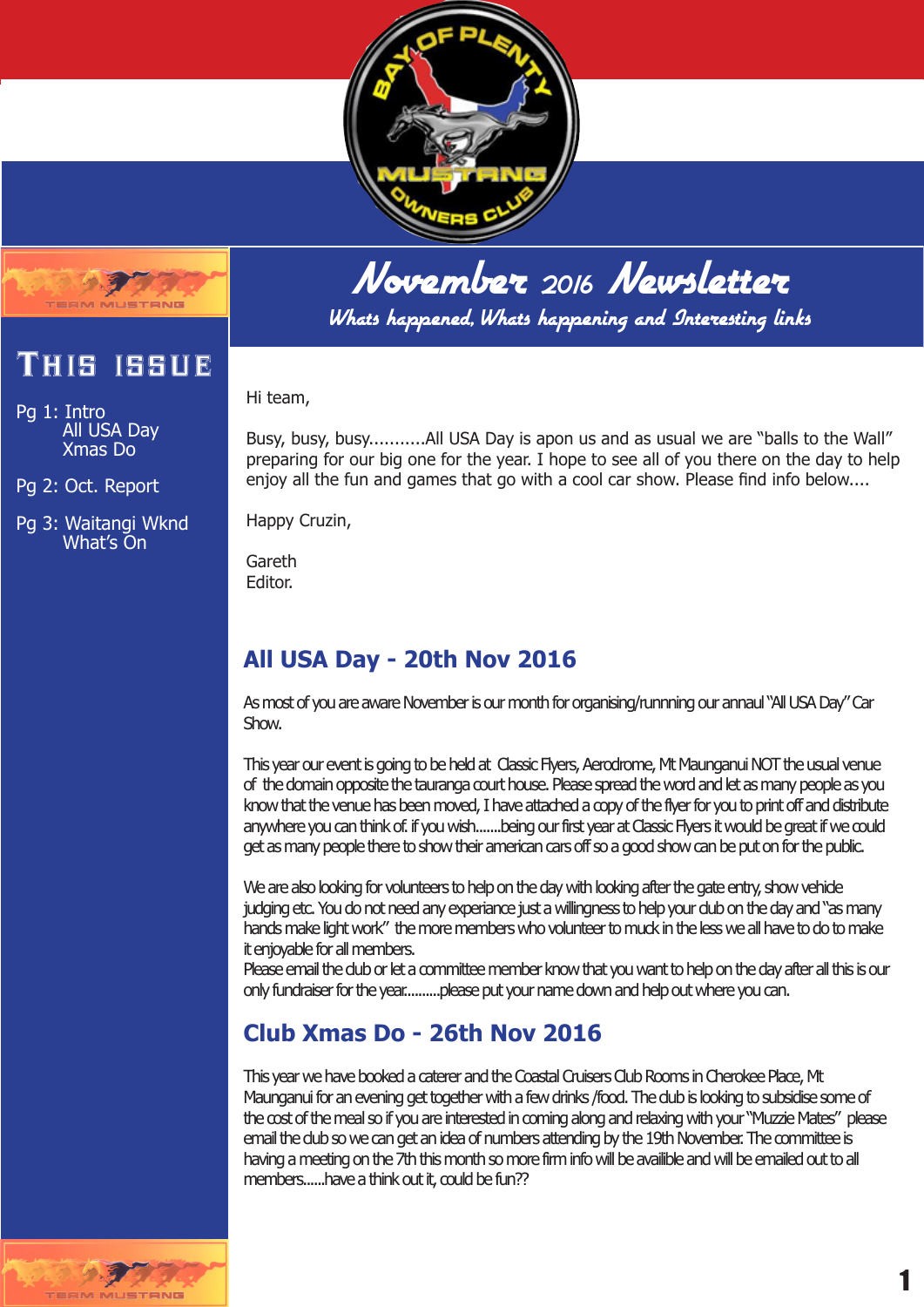# November 2016 Newsletter

*Whats happened, Whats happening and Interesting links*

## This issue

Pg 1: Intro
All USA Day
Xmas Do

Pg 2: Oct. Report

Pg 3: Waitangi Wknd
What's On

Hi team,

Busy, busy, busy...........All USA Day is apon us and as usual we are "balls to the Wall" preparing for our big one for the year. I hope to see all of you there on the day to help enjoy all the fun and games that go with a cool car show. Please find info below....

Happy Cruzin,

Gareth
Editor.

## All USA Day - 20th Nov 2016

As most of you are aware November is our month for organising/runnning our annaul "All USA Day" Car Show.

This year our event is going to be held at Classic Flyers, Aerodrome, Mt Maunganui NOT the usual venue of the domain opposite the tauranga court house. Please spread the word and let as many people as you know that the venue has been moved, I have attached a copy of the flyer for you to print off and distribute anywhere you can think of. if you wish.......being our first year at Classic Flyers it would be great if we could get as many people there to show their american cars off so a good show can be put on for the public.

We are also looking for volunteers to help on the day with looking after the gate entry, show vehicle judging etc. You do not need any experiance just a willingness to help your club on the day and "as many hands make light work" the more members who volunteer to muck in the less we all have to do to make it enjoyable for all members.
Please email the club or let a committee member know that you want to help on the day after all this is our only fundraiser for the year..........please put your name down and help out where you can.

## Club Xmas Do - 26th Nov 2016

This year we have booked a caterer and the Coastal Cruisers Club Rooms in Cherokee Place, Mt Maunganui for an evening get together with a few drinks /food. The club is looking to subsidise some of the cost of the meal so if you are interested in coming along and relaxing with your "Muzzie Mates" please email the club so we can get an idea of numbers attending by the 19th November. The committee is having a meeting on the 7th this month so more firm info will be availible and will be emailed out to all members......have a think out it, could be fun??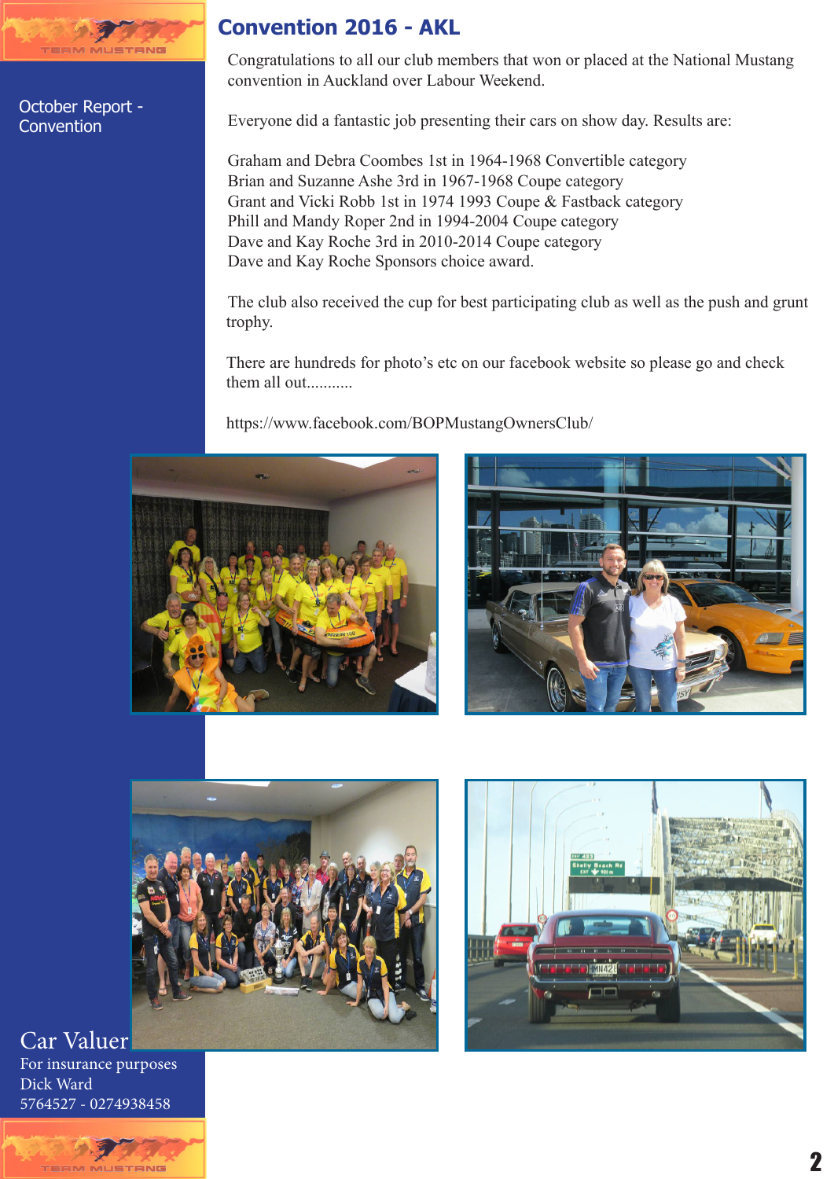October Report - Convention

# Convention 2016 - AKL

Congratulations to all our club members that won or placed at the National Mustang convention in Auckland over Labour Weekend.

Everyone did a fantastic job presenting their cars on show day. Results are:

Graham and Debra Coombes 1st in 1964-1968 Convertible category
Brian and Suzanne Ashe 3rd in 1967-1968 Coupe category
Grant and Vicki Robb 1st in 1974 1993 Coupe & Fastback category
Phill and Mandy Roper 2nd in 1994-2004 Coupe category
Dave and Kay Roche 3rd in 2010-2014 Coupe category
Dave and Kay Roche Sponsors choice award.

The club also received the cup for best participating club as well as the push and grunt trophy.

There are hundreds for photo's etc on our facebook website so please go and check them all out...........

https://www.facebook.com/BOPMustangOwnersClub/

## Car Valuer

For insurance purposes
Dick Ward
5764527 - 0274938458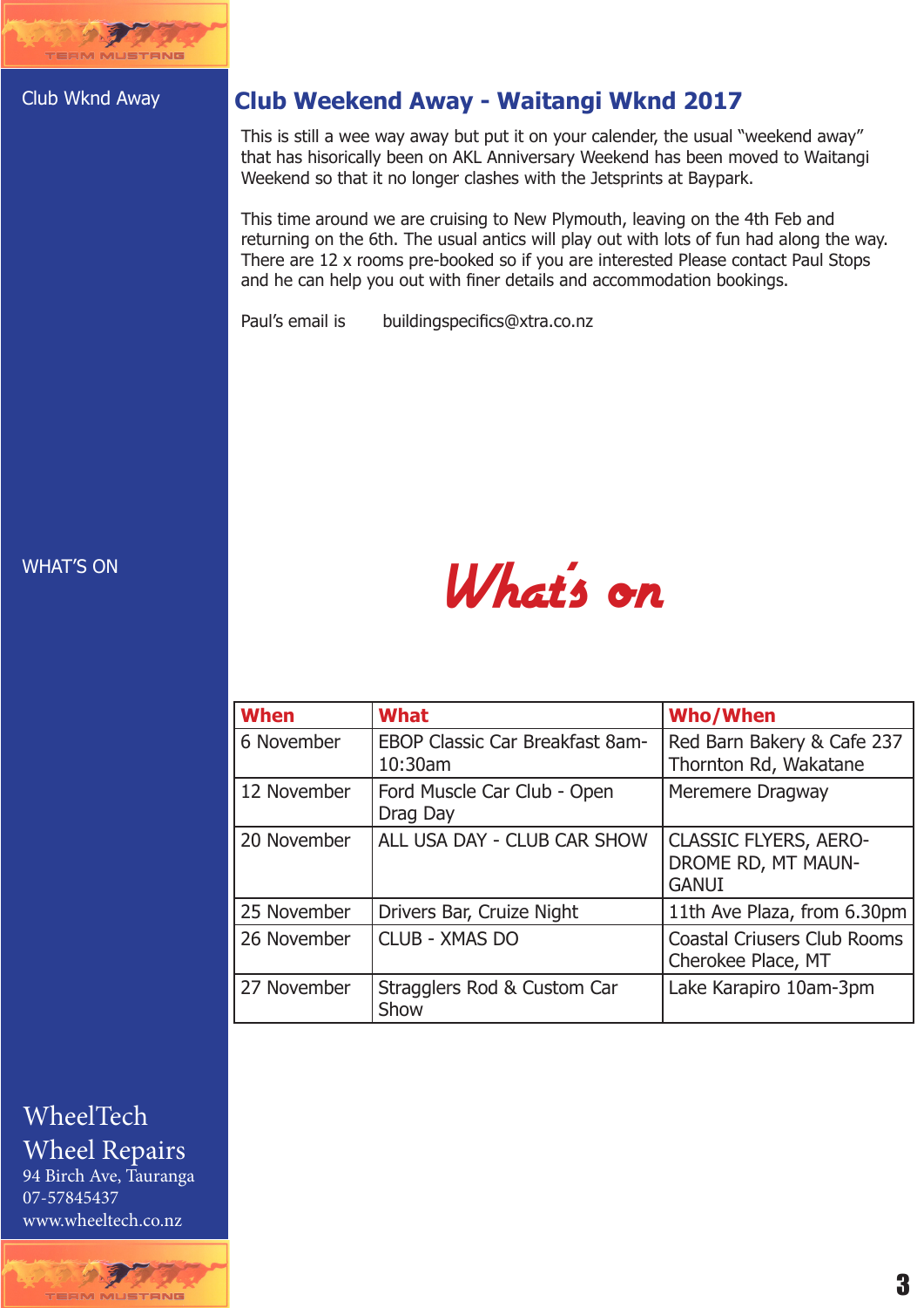Club Wknd Away

## Club Weekend Away - Waitangi Wknd 2017

This is still a wee way away but put it on your calender, the usual "weekend away" that has hisorically been on AKL Anniversary Weekend has been moved to Waitangi Weekend so that it no longer clashes with the Jetsprints at Baypark.

This time around we are cruising to New Plymouth, leaving on the 4th Feb and returning on the 6th. The usual antics will play out with lots of fun had along the way. There are 12 x rooms pre-booked so if you are interested Please contact Paul Stops and he can help you out with finer details and accommodation bookings.

Paul's email is buildingspecifics@xtra.co.nz

WHAT'S ON

# What's on

| When | What | Who/When |
|---|---|---|
| 6 November | EBOP Classic Car Breakfast 8am-10:30am | Red Barn Bakery & Cafe 237 Thornton Rd, Wakatane |
| 12 November | Ford Muscle Car Club - Open Drag Day | Meremere Dragway |
| 20 November | ALL USA DAY - CLUB CAR SHOW | CLASSIC FLYERS, AERO-DROME RD, MT MAUN-GANUI |
| 25 November | Drivers Bar, Cruize Night | 11th Ave Plaza, from 6.30pm |
| 26 November | CLUB - XMAS DO | Coastal Criusers Club Rooms Cherokee Place, MT |
| 27 November | Stragglers Rod & Custom Car Show | Lake Karapiro 10am-3pm |

WheelTech
Wheel Repairs
94 Birch Ave, Tauranga
07-57845437
www.wheeltech.co.nz